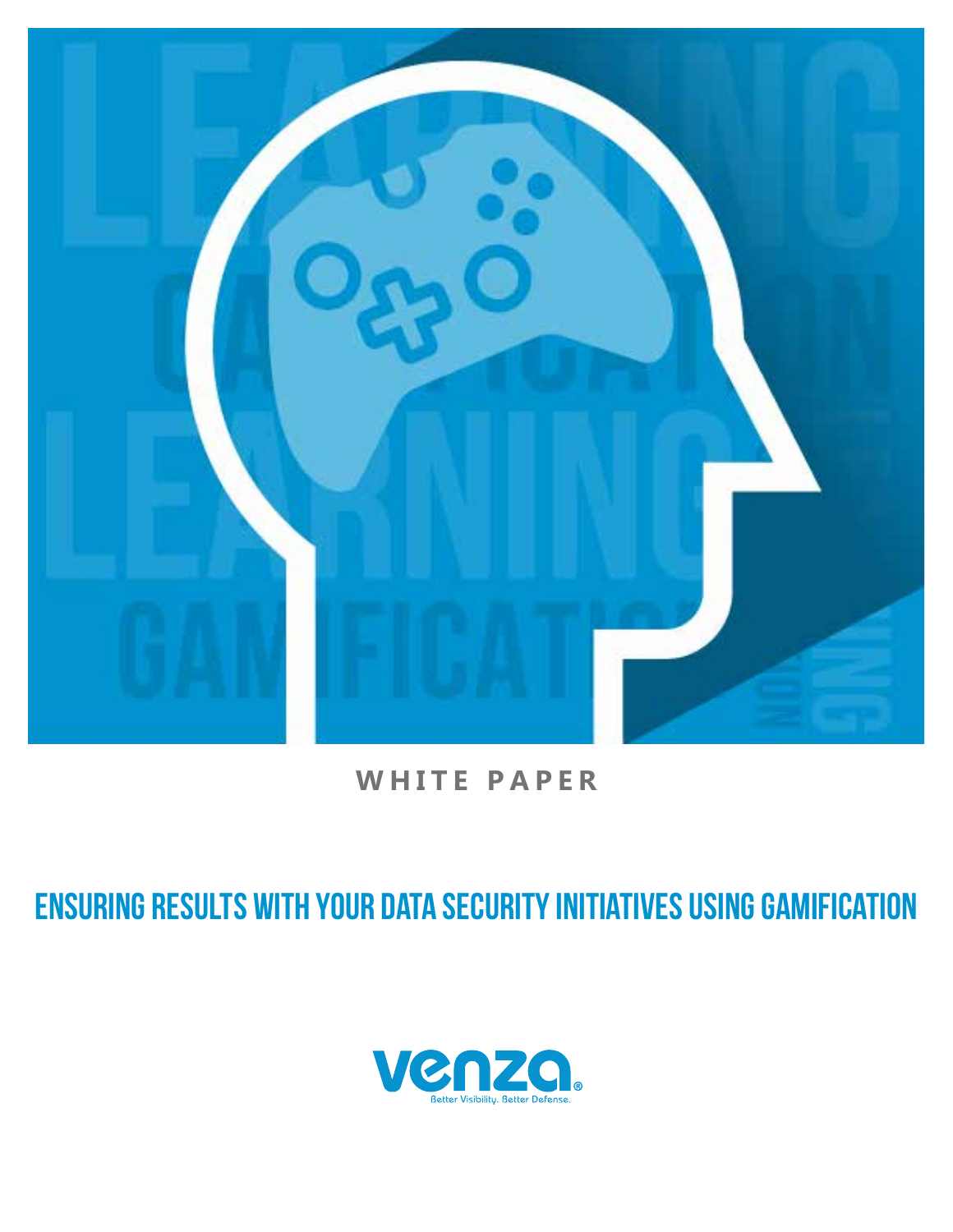**WHITE PAPER**

# ENSURING RESULTS WITH YOUR DATA SECURITY INITIATIVES USING GAMIFICATION

venza®

Better Visibility. Better Defense.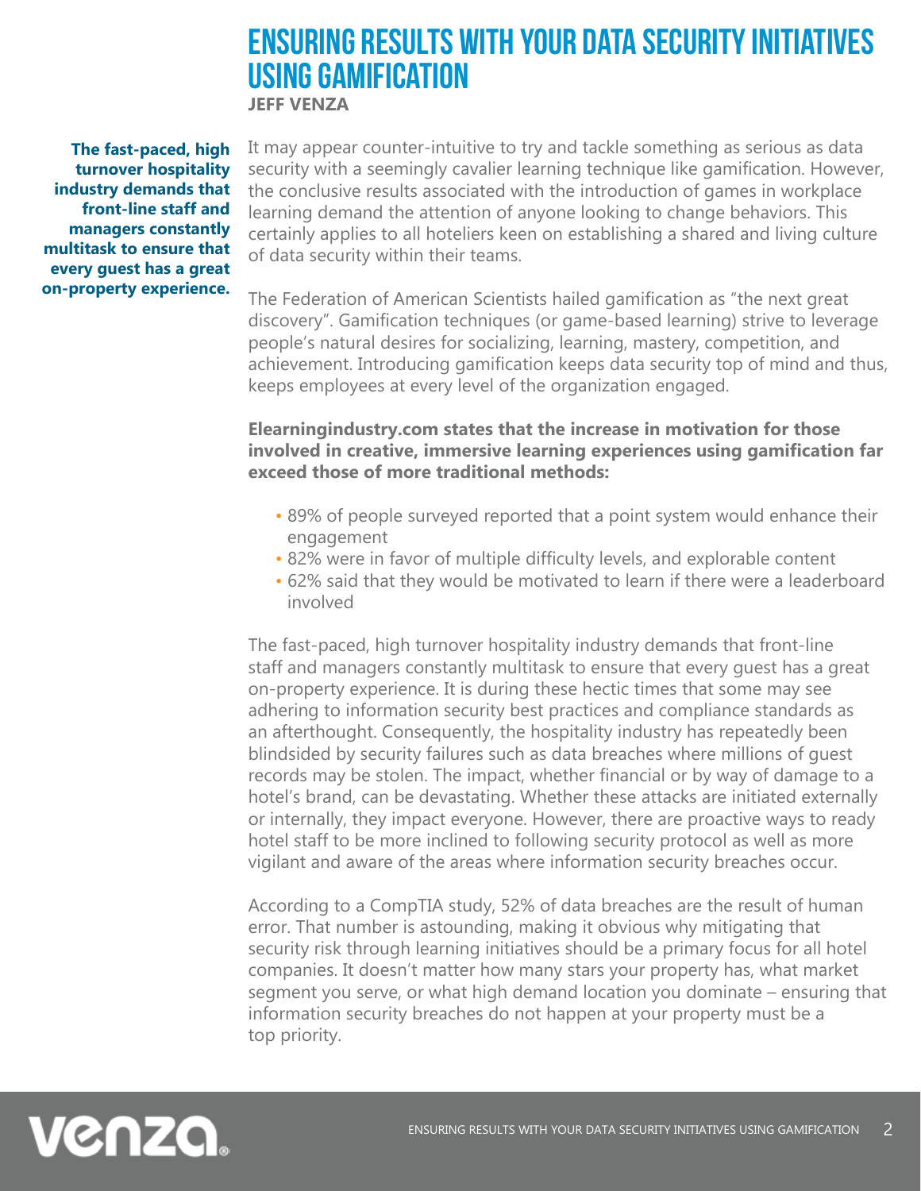# ENSURING RESULTS WITH YOUR DATA SECURITY INITIATIVES USING GAMIFICATION

**JEFF VENZA**

**The fast-paced, high turnover hospitality industry demands that front-line staff and managers constantly multitask to ensure that every guest has a great on-property experience.**

It may appear counter-intuitive to try and tackle something as serious as data security with a seemingly cavalier learning technique like gamification. However, the conclusive results associated with the introduction of games in workplace learning demand the attention of anyone looking to change behaviors. This certainly applies to all hoteliers keen on establishing a shared and living culture of data security within their teams.

The Federation of American Scientists hailed gamification as "the next great discovery". Gamification techniques (or game-based learning) strive to leverage people's natural desires for socializing, learning, mastery, competition, and achievement. Introducing gamification keeps data security top of mind and thus, keeps employees at every level of the organization engaged.

**Elearningindustry.com states that the increase in motivation for those involved in creative, immersive learning experiences using gamification far exceed those of more traditional methods:**

- 89% of people surveyed reported that a point system would enhance their engagement
- 82% were in favor of multiple difficulty levels, and explorable content
- 62% said that they would be motivated to learn if there were a leaderboard involved

The fast-paced, high turnover hospitality industry demands that front-line staff and managers constantly multitask to ensure that every guest has a great on-property experience. It is during these hectic times that some may see adhering to information security best practices and compliance standards as an afterthought. Consequently, the hospitality industry has repeatedly been blindsided by security failures such as data breaches where millions of guest records may be stolen. The impact, whether financial or by way of damage to a hotel's brand, can be devastating. Whether these attacks are initiated externally or internally, they impact everyone. However, there are proactive ways to ready hotel staff to be more inclined to following security protocol as well as more vigilant and aware of the areas where information security breaches occur.

According to a CompTIA study, 52% of data breaches are the result of human error. That number is astounding, making it obvious why mitigating that security risk through learning initiatives should be a primary focus for all hotel companies. It doesn't matter how many stars your property has, what market segment you serve, or what high demand location you dominate – ensuring that information security breaches do not happen at your property must be a top priority.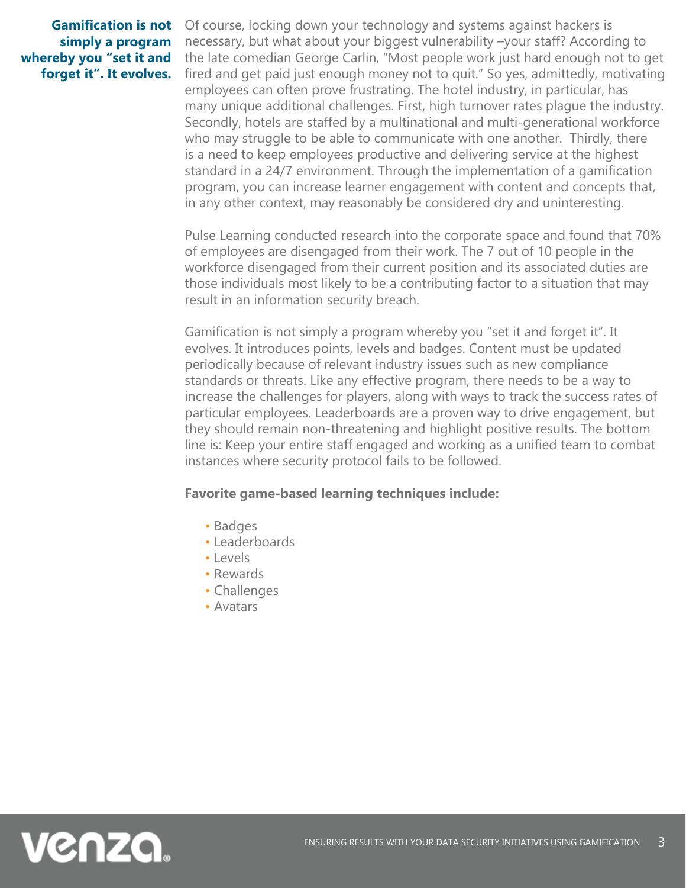**Gamification is not simply a program whereby you "set it and forget it". It evolves.**

Of course, locking down your technology and systems against hackers is necessary, but what about your biggest vulnerability –your staff? According to the late comedian George Carlin, "Most people work just hard enough not to get fired and get paid just enough money not to quit." So yes, admittedly, motivating employees can often prove frustrating. The hotel industry, in particular, has many unique additional challenges. First, high turnover rates plague the industry. Secondly, hotels are staffed by a multinational and multi-generational workforce who may struggle to be able to communicate with one another. Thirdly, there is a need to keep employees productive and delivering service at the highest standard in a 24/7 environment. Through the implementation of a gamification program, you can increase learner engagement with content and concepts that, in any other context, may reasonably be considered dry and uninteresting.

Pulse Learning conducted research into the corporate space and found that 70% of employees are disengaged from their work. The 7 out of 10 people in the workforce disengaged from their current position and its associated duties are those individuals most likely to be a contributing factor to a situation that may result in an information security breach.

Gamification is not simply a program whereby you "set it and forget it". It evolves. It introduces points, levels and badges. Content must be updated periodically because of relevant industry issues such as new compliance standards or threats. Like any effective program, there needs to be a way to increase the challenges for players, along with ways to track the success rates of particular employees. Leaderboards are a proven way to drive engagement, but they should remain non-threatening and highlight positive results. The bottom line is: Keep your entire staff engaged and working as a unified team to combat instances where security protocol fails to be followed.

**Favorite game-based learning techniques include:**

- Badges
- Leaderboards
- Levels
- Rewards
- Challenges
- Avatars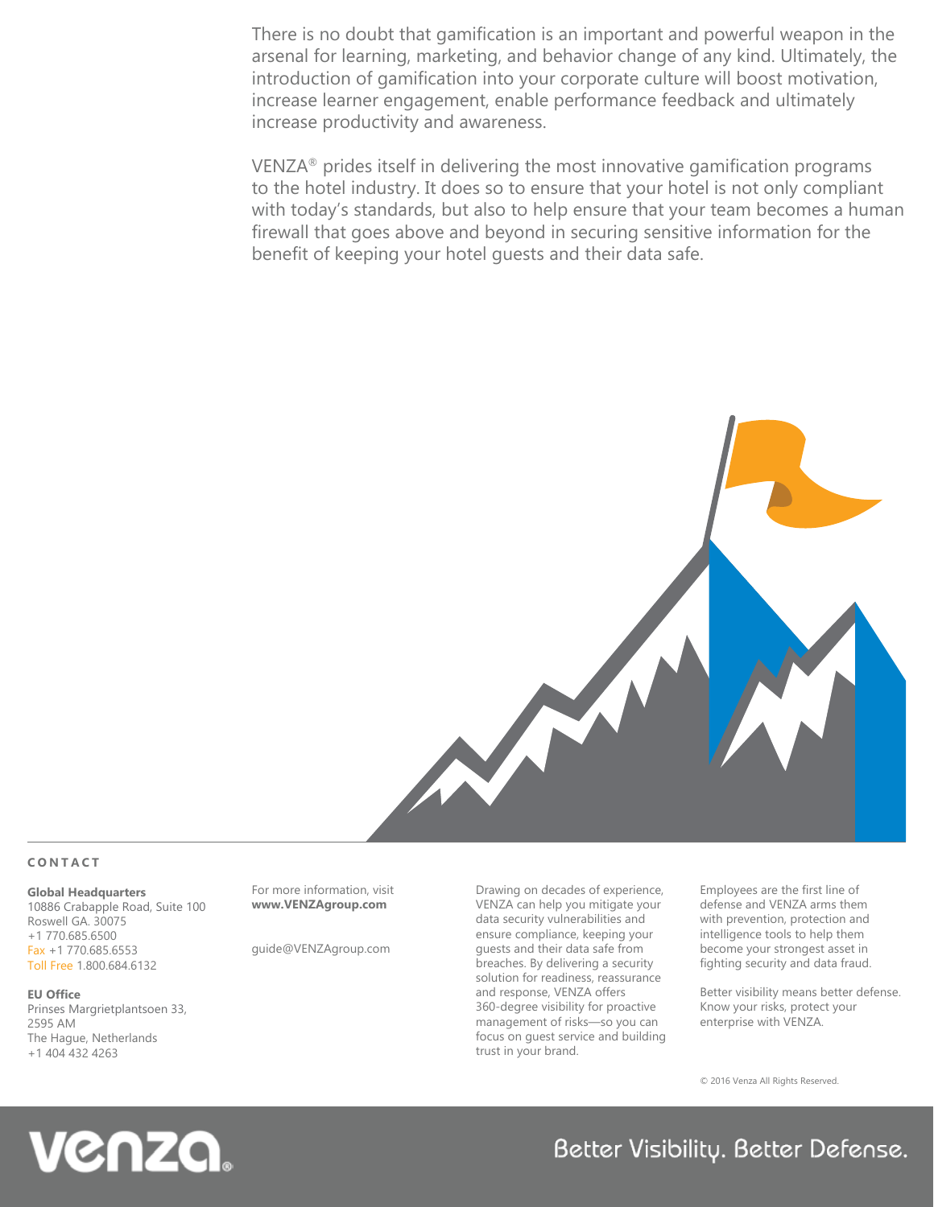There is no doubt that gamification is an important and powerful weapon in the arsenal for learning, marketing, and behavior change of any kind. Ultimately, the introduction of gamification into your corporate culture will boost motivation, increase learner engagement, enable performance feedback and ultimately increase productivity and awareness.

VENZA® prides itself in delivering the most innovative gamification programs to the hotel industry. It does so to ensure that your hotel is not only compliant with today's standards, but also to help ensure that your team becomes a human firewall that goes above and beyond in securing sensitive information for the benefit of keeping your hotel guests and their data safe.

**CONTACT**

**Global Headquarters**
10886 Crabapple Road, Suite 100
Roswell GA. 30075
+1 770.685.6500
Fax +1 770.685.6553
Toll Free 1.800.684.6132

**EU Office**
Prinses Margrietplantsoen 33,
2595 AM
The Hague, Netherlands
+1 404 432 4263

For more information, visit
**www.VENZAgroup.com**

guide@VENZAgroup.com

Drawing on decades of experience, VENZA can help you mitigate your data security vulnerabilities and ensure compliance, keeping your guests and their data safe from breaches. By delivering a security solution for readiness, reassurance and response, VENZA offers 360-degree visibility for proactive management of risks—so you can focus on guest service and building trust in your brand.

Employees are the first line of defense and VENZA arms them with prevention, protection and intelligence tools to help them become your strongest asset in fighting security and data fraud.

Better visibility means better defense. Know your risks, protect your enterprise with VENZA.

© 2016 Venza All Rights Reserved.

venza®

Better Visibility. Better Defense.